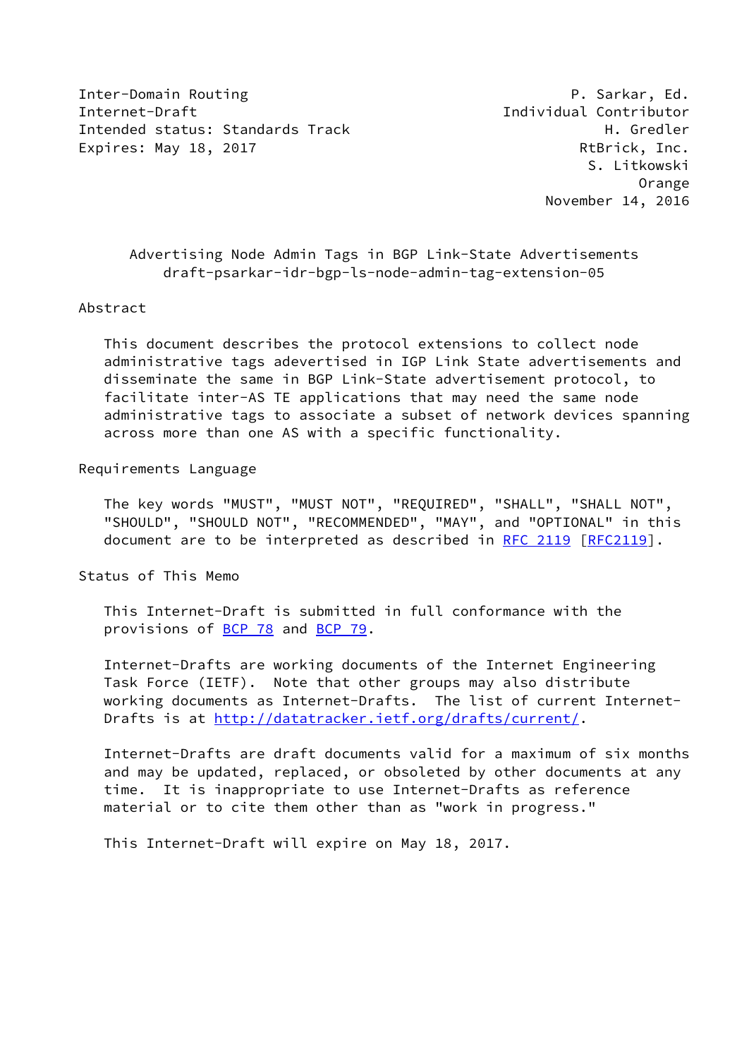Inter-Domain Routing                                    P. Sarkar, Ed.
Internet-Draft                                  Individual Contributor
Intended status: Standards Track                            H. Gredler
Expires: May 18, 2017                                   RtBrick, Inc.
                                                         S. Litkowski
                                                               Orange
                                                    November 14, 2016

# Advertising Node Admin Tags in BGP Link-State Advertisements

draft-psarkar-idr-bgp-ls-node-admin-tag-extension-05

## Abstract

This document describes the protocol extensions to collect node administrative tags advertised in IGP Link State advertisements and disseminate the same in BGP Link-State advertisement protocol, to facilitate inter-AS TE applications that may need the same node administrative tags to associate a subset of network devices spanning across more than one AS with a specific functionality.

## Requirements Language

The key words "MUST", "MUST NOT", "REQUIRED", "SHALL", "SHALL NOT", "SHOULD", "SHOULD NOT", "RECOMMENDED", "MAY", and "OPTIONAL" in this document are to be interpreted as described in RFC 2119 [RFC2119].

## Status of This Memo

This Internet-Draft is submitted in full conformance with the provisions of BCP 78 and BCP 79.

Internet-Drafts are working documents of the Internet Engineering Task Force (IETF). Note that other groups may also distribute working documents as Internet-Drafts. The list of current Internet-Drafts is at http://datatracker.ietf.org/drafts/current/.

Internet-Drafts are draft documents valid for a maximum of six months and may be updated, replaced, or obsoleted by other documents at any time. It is inappropriate to use Internet-Drafts as reference material or to cite them other than as "work in progress."

This Internet-Draft will expire on May 18, 2017.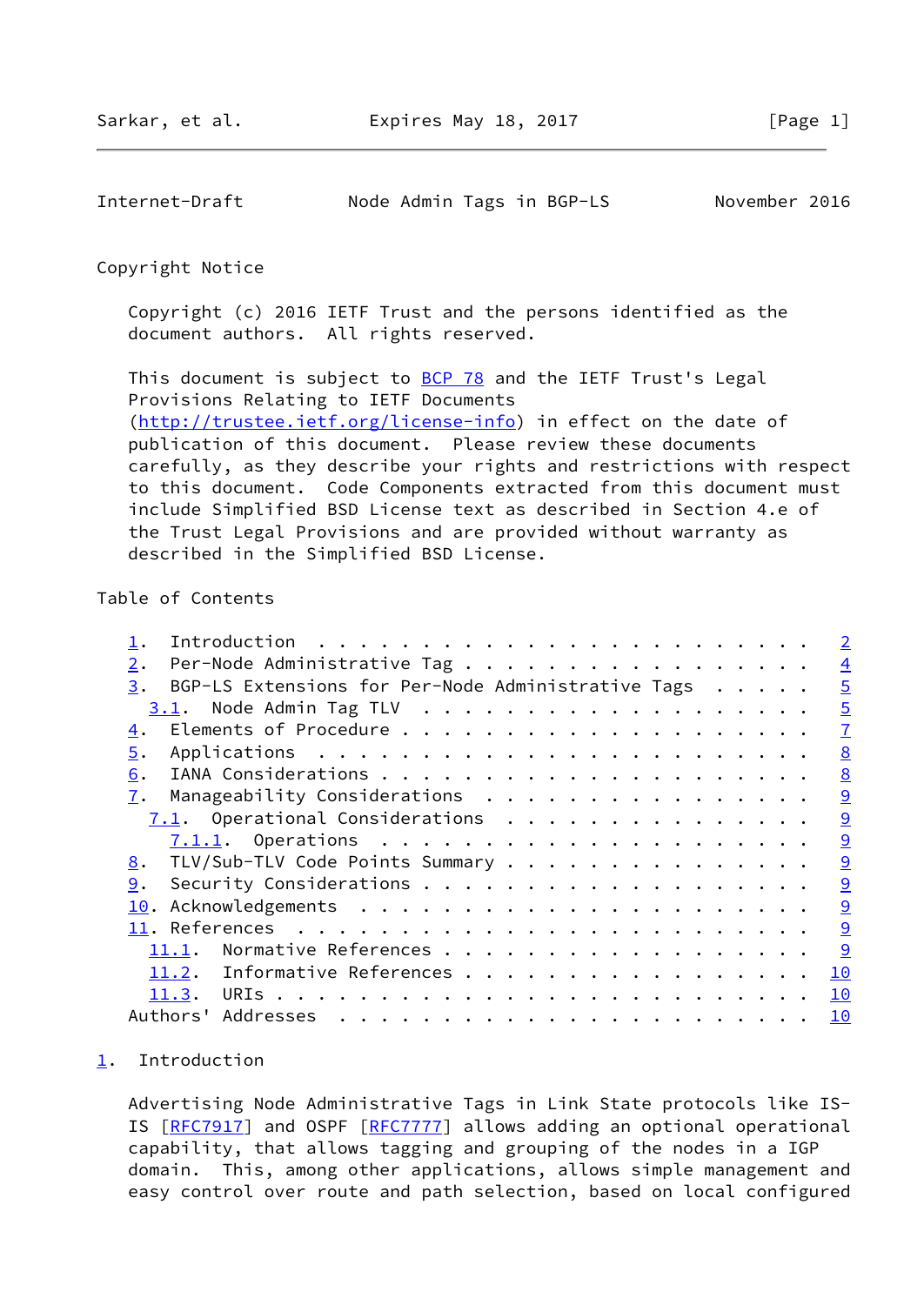Copyright Notice

Copyright (c) 2016 IETF Trust and the persons identified as the document authors. All rights reserved.

This document is subject to BCP 78 and the IETF Trust's Legal Provisions Relating to IETF Documents (http://trustee.ietf.org/license-info) in effect on the date of publication of this document. Please review these documents carefully, as they describe your rights and restrictions with respect to this document. Code Components extracted from this document must include Simplified BSD License text as described in Section 4.e of the Trust Legal Provisions and are provided without warranty as described in the Simplified BSD License.

Table of Contents

```
   1.  Introduction . . . . . . . . . . . . . . . . . . . . . . . .   2
   2.  Per-Node Administrative Tag . . . . . . . . . . . . . . . . .   4
   3.  BGP-LS Extensions for Per-Node Administrative Tags . . . . .   5
     3.1.  Node Admin Tag TLV  . . . . . . . . . . . . . . . . . . .   5
   4.  Elements of Procedure . . . . . . . . . . . . . . . . . . . .   7
   5.  Applications  . . . . . . . . . . . . . . . . . . . . . . . .   8
   6.  IANA Considerations . . . . . . . . . . . . . . . . . . . . .   8
   7.  Manageability Considerations  . . . . . . . . . . . . . . . .   9
     7.1.  Operational Considerations  . . . . . . . . . . . . . . .   9
       7.1.1.  Operations  . . . . . . . . . . . . . . . . . . . . .   9
   8.  TLV/Sub-TLV Code Points Summary . . . . . . . . . . . . . . .   9
   9.  Security Considerations . . . . . . . . . . . . . . . . . . .   9
   10. Acknowledgements  . . . . . . . . . . . . . . . . . . . . . .   9
   11. References  . . . . . . . . . . . . . . . . . . . . . . . . .   9
     11.1.  Normative References . . . . . . . . . . . . . . . . . .   9
     11.2.  Informative References . . . . . . . . . . . . . . . . .  10
     11.3.  URIs . . . . . . . . . . . . . . . . . . . . . . . . . .  10
   Authors' Addresses  . . . . . . . . . . . . . . . . . . . . . . .  10
```

## 1. Introduction

Advertising Node Administrative Tags in Link State protocols like IS-IS [RFC7917] and OSPF [RFC7777] allows adding an optional operational capability, that allows tagging and grouping of the nodes in a IGP domain. This, among other applications, allows simple management and easy control over route and path selection, based on local configured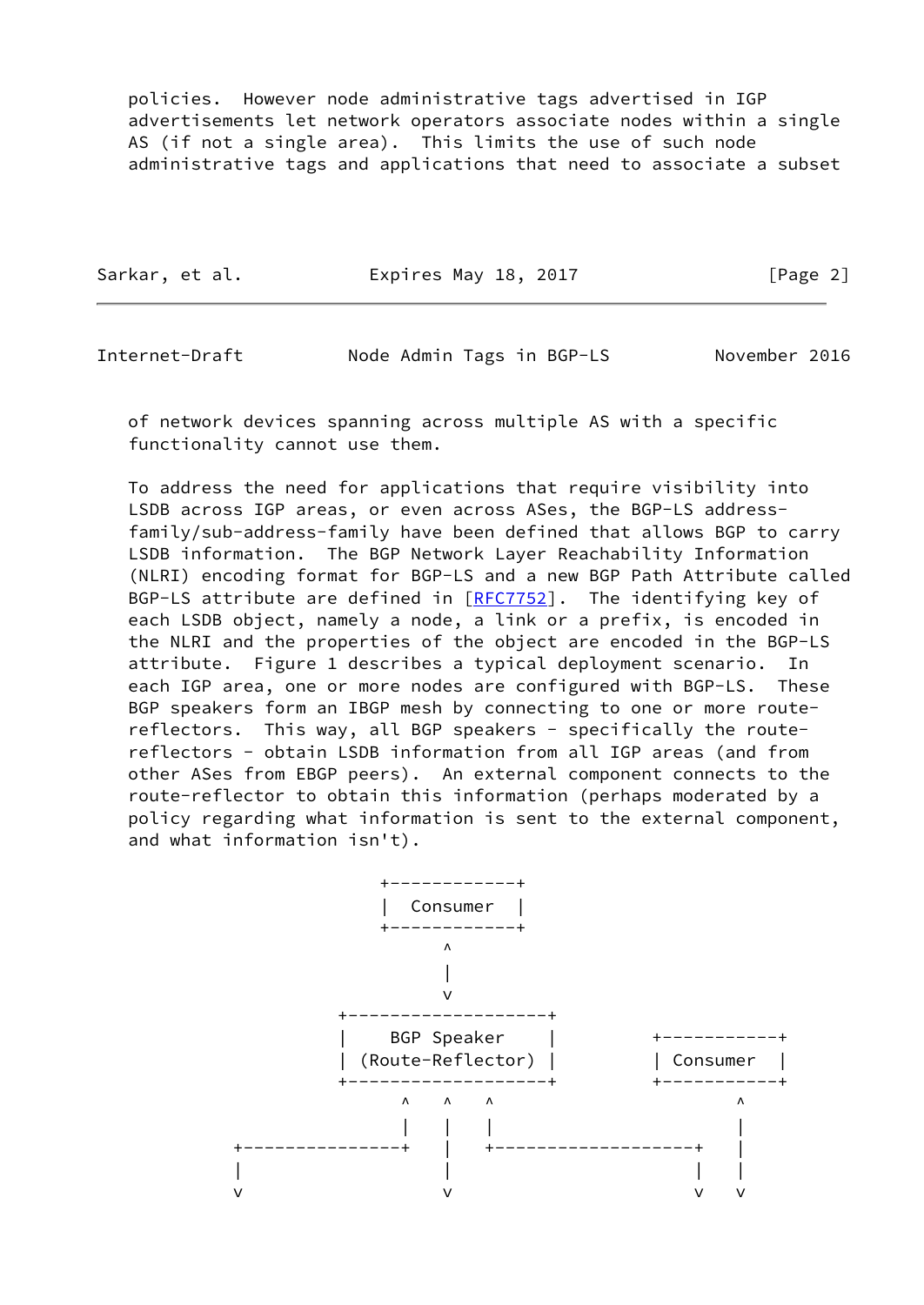policies. However node administrative tags advertised in IGP advertisements let network operators associate nodes within a single AS (if not a single area). This limits the use of such node administrative tags and applications that need to associate a subset of network devices spanning across multiple AS with a specific functionality cannot use them.

To address the need for applications that require visibility into LSDB across IGP areas, or even across ASes, the BGP-LS address-family/sub-address-family have been defined that allows BGP to carry LSDB information. The BGP Network Layer Reachability Information (NLRI) encoding format for BGP-LS and a new BGP Path Attribute called BGP-LS attribute are defined in [RFC7752]. The identifying key of each LSDB object, namely a node, a link or a prefix, is encoded in the NLRI and the properties of the object are encoded in the BGP-LS attribute. Figure 1 describes a typical deployment scenario. In each IGP area, one or more nodes are configured with BGP-LS. These BGP speakers form an IBGP mesh by connecting to one or more route-reflectors. This way, all BGP speakers - specifically the route-reflectors - obtain LSDB information from all IGP areas (and from other ASes from EBGP peers). An external component connects to the route-reflector to obtain this information (perhaps moderated by a policy regarding what information is sent to the external component, and what information isn't).

```
                        +------------+
                        |  Consumer  |
                        +------------+
                              ^
                              |
                              v
                    +-------------------+
                    |    BGP Speaker    |        +-----------+
                    | (Route-Reflector) |        | Consumer  |
                    +-------------------+        +-----------+
                          ^   ^   ^                    ^
                          |   |   |                    |
          +---------------+   |   +-------------------+    |
          |                   |                       |    |
          v                   v                       v    v
```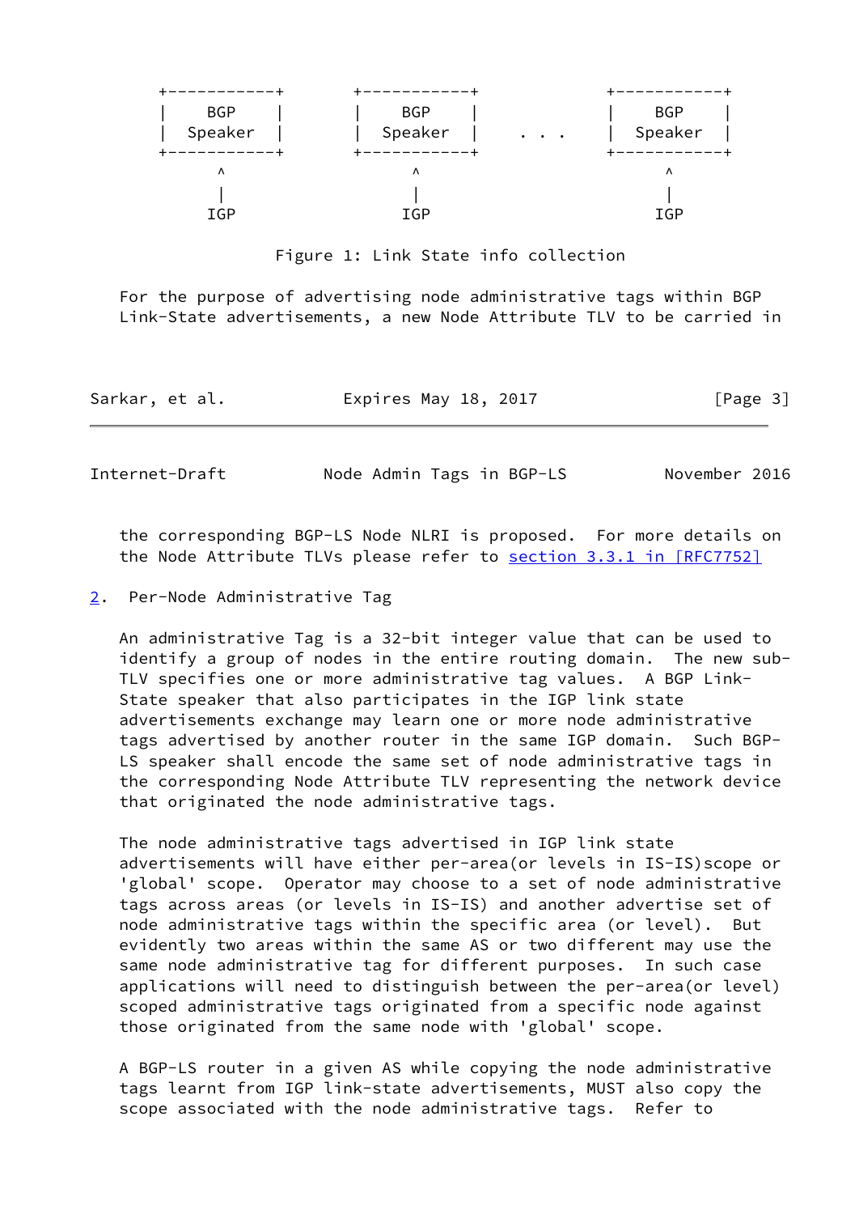```
  +-----------+           +-----------+              +-----------+
  |    BGP    |           |    BGP    |              |    BGP    |
  |  Speaker  |           |  Speaker  |    . . .     |  Speaker  |
  +-----------+           +-----------+              +-----------+
        ^                       ^                          ^
        |                       |                          |
       IGP                     IGP                        IGP
```

Figure 1: Link State info collection

For the purpose of advertising node administrative tags within BGP Link-State advertisements, a new Node Attribute TLV to be carried in the corresponding BGP-LS Node NLRI is proposed. For more details on the Node Attribute TLVs please refer to section 3.3.1 in [RFC7752]

## 2. Per-Node Administrative Tag

An administrative Tag is a 32-bit integer value that can be used to identify a group of nodes in the entire routing domain. The new sub-TLV specifies one or more administrative tag values. A BGP Link-State speaker that also participates in the IGP link state advertisements exchange may learn one or more node administrative tags advertised by another router in the same IGP domain. Such BGP-LS speaker shall encode the same set of node administrative tags in the corresponding Node Attribute TLV representing the network device that originated the node administrative tags.

The node administrative tags advertised in IGP link state advertisements will have either per-area(or levels in IS-IS)scope or 'global' scope. Operator may choose to a set of node administrative tags across areas (or levels in IS-IS) and another advertise set of node administrative tags within the specific area (or level). But evidently two areas within the same AS or two different may use the same node administrative tag for different purposes. In such case applications will need to distinguish between the per-area(or level) scoped administrative tags originated from a specific node against those originated from the same node with 'global' scope.

A BGP-LS router in a given AS while copying the node administrative tags learnt from IGP link-state advertisements, MUST also copy the scope associated with the node administrative tags. Refer to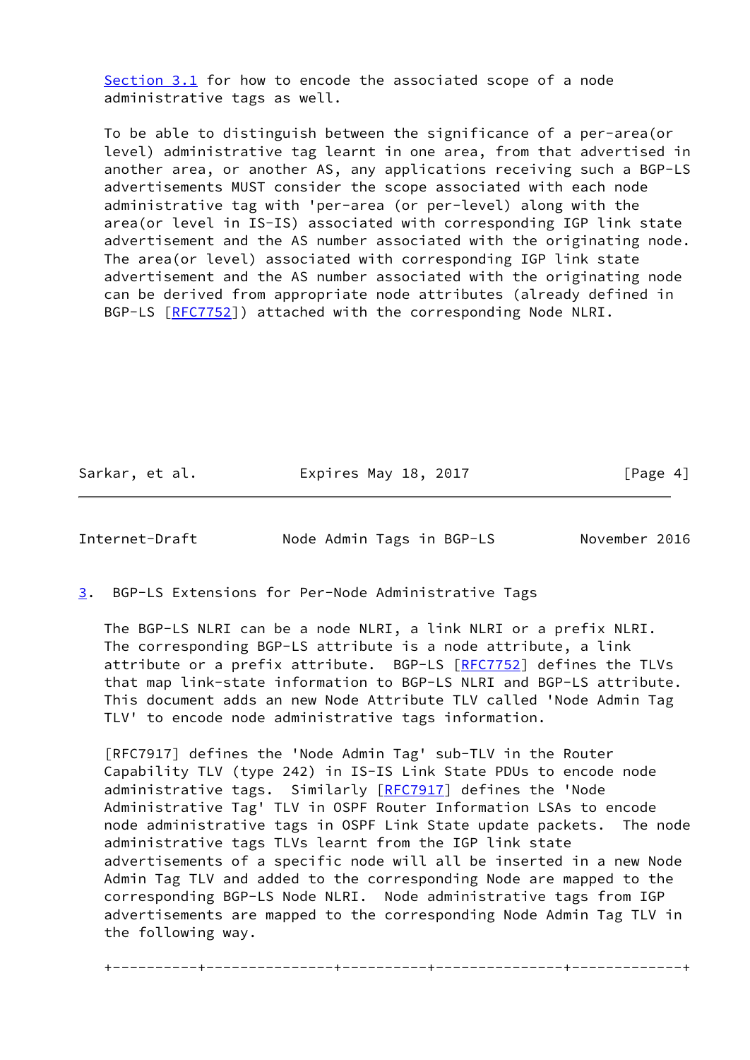Section 3.1 for how to encode the associated scope of a node administrative tags as well.

To be able to distinguish between the significance of a per-area(or level) administrative tag learnt in one area, from that advertised in another area, or another AS, any applications receiving such a BGP-LS advertisements MUST consider the scope associated with each node administrative tag with 'per-area (or per-level) along with the area(or level in IS-IS) associated with corresponding IGP link state advertisement and the AS number associated with the originating node. The area(or level) associated with corresponding IGP link state advertisement and the AS number associated with the originating node can be derived from appropriate node attributes (already defined in BGP-LS [RFC7752]) attached with the corresponding Node NLRI.

## 3. BGP-LS Extensions for Per-Node Administrative Tags

The BGP-LS NLRI can be a node NLRI, a link NLRI or a prefix NLRI. The corresponding BGP-LS attribute is a node attribute, a link attribute or a prefix attribute. BGP-LS [RFC7752] defines the TLVs that map link-state information to BGP-LS NLRI and BGP-LS attribute. This document adds an new Node Attribute TLV called 'Node Admin Tag TLV' to encode node administrative tags information.

[RFC7917] defines the 'Node Admin Tag' sub-TLV in the Router Capability TLV (type 242) in IS-IS Link State PDUs to encode node administrative tags. Similarly [RFC7917] defines the 'Node Administrative Tag' TLV in OSPF Router Information LSAs to encode node administrative tags in OSPF Link State update packets. The node administrative tags TLVs learnt from the IGP link state advertisements of a specific node will all be inserted in a new Node Admin Tag TLV and added to the corresponding Node are mapped to the corresponding BGP-LS Node NLRI. Node administrative tags from IGP advertisements are mapped to the corresponding Node Admin Tag TLV in the following way.

```
+----------+---------------+----------+---------------+-------------+
```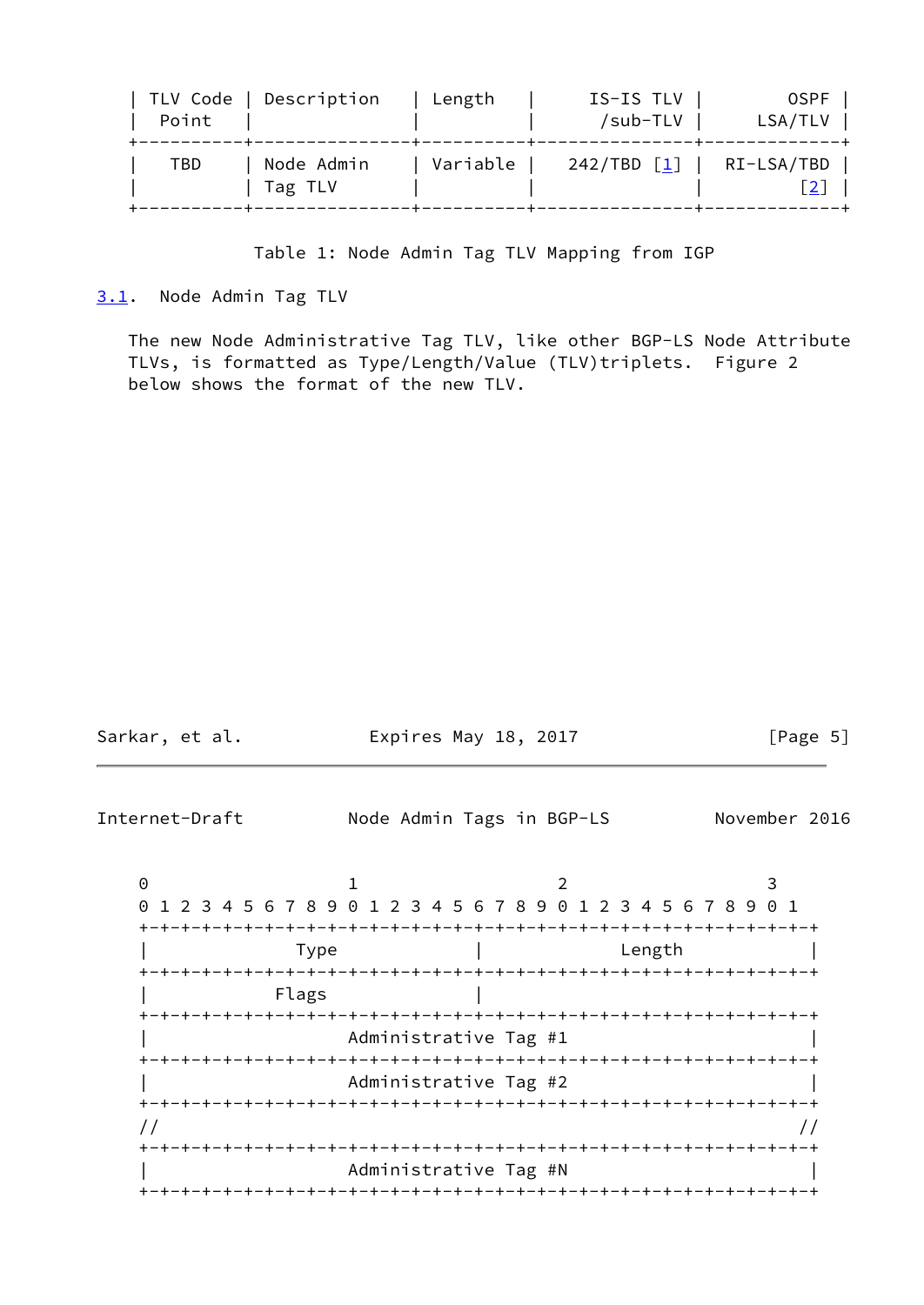| TLV Code Point | Description | Length | IS-IS TLV /sub-TLV | OSPF LSA/TLV |
|---|---|---|---|---|
| TBD | Node Admin Tag TLV | Variable | 242/TBD [1] | RI-LSA/TBD [2] |

Table 1: Node Admin Tag TLV Mapping from IGP

### 3.1. Node Admin Tag TLV

The new Node Administrative Tag TLV, like other BGP-LS Node Attribute TLVs, is formatted as Type/Length/Value (TLV)triplets. Figure 2 below shows the format of the new TLV.

```
 0                   1                   2                   3
 0 1 2 3 4 5 6 7 8 9 0 1 2 3 4 5 6 7 8 9 0 1 2 3 4 5 6 7 8 9 0 1
+-+-+-+-+-+-+-+-+-+-+-+-+-+-+-+-+-+-+-+-+-+-+-+-+-+-+-+-+-+-+-+-+
|              Type             |             Length            |
+-+-+-+-+-+-+-+-+-+-+-+-+-+-+-+-+-+-+-+-+-+-+-+-+-+-+-+-+-+-+-+-+
|            Flags              |
+-+-+-+-+-+-+-+-+-+-+-+-+-+-+-+-+-+-+-+-+-+-+-+-+-+-+-+-+-+-+-+-+
|                    Administrative Tag #1                      |
+-+-+-+-+-+-+-+-+-+-+-+-+-+-+-+-+-+-+-+-+-+-+-+-+-+-+-+-+-+-+-+-+
|                    Administrative Tag #2                      |
+-+-+-+-+-+-+-+-+-+-+-+-+-+-+-+-+-+-+-+-+-+-+-+-+-+-+-+-+-+-+-+-+
//                                                             //
+-+-+-+-+-+-+-+-+-+-+-+-+-+-+-+-+-+-+-+-+-+-+-+-+-+-+-+-+-+-+-+-+
|                    Administrative Tag #N                      |
+-+-+-+-+-+-+-+-+-+-+-+-+-+-+-+-+-+-+-+-+-+-+-+-+-+-+-+-+-+-+-+-+
```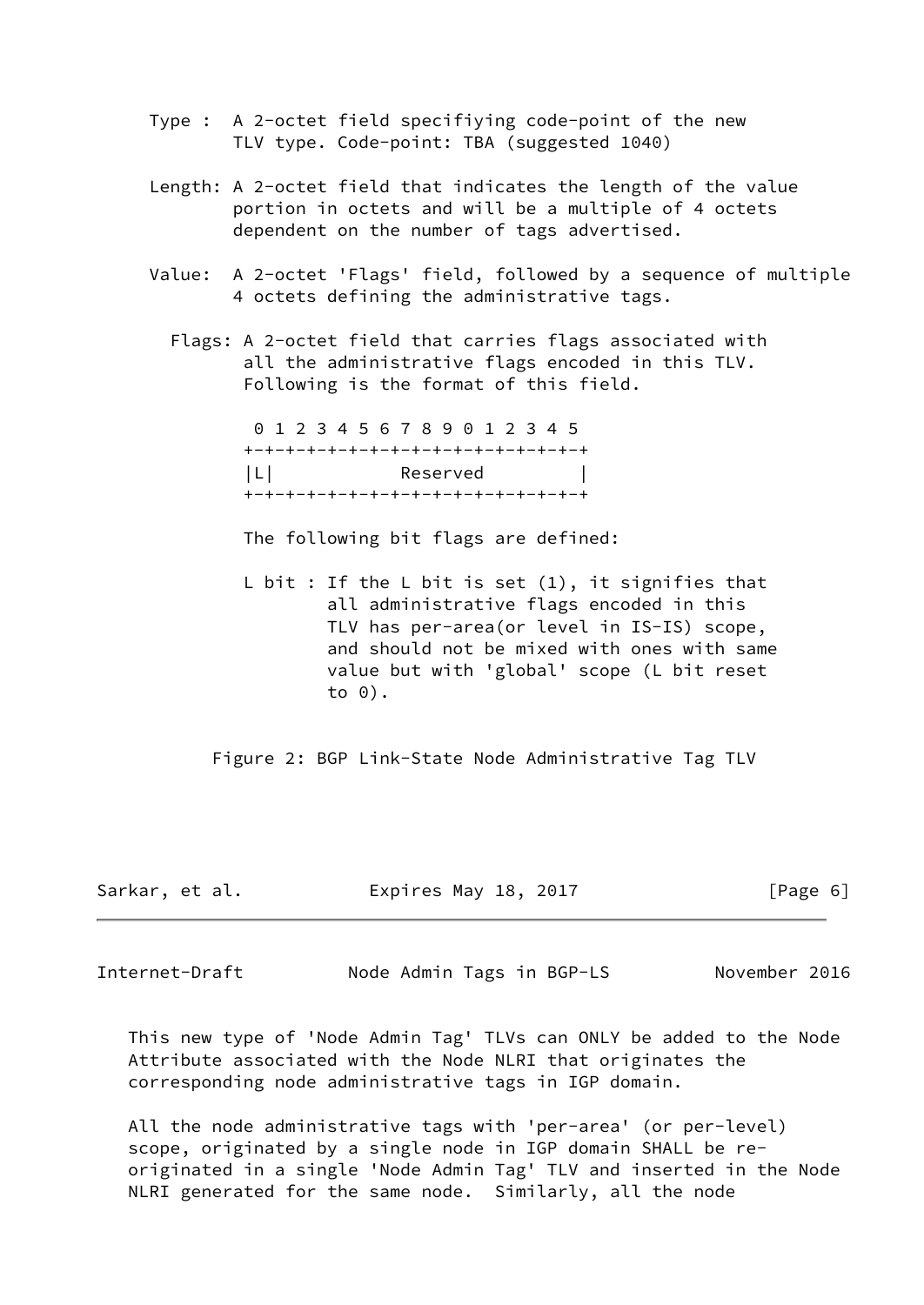Type : A 2-octet field specifiying code-point of the new TLV type. Code-point: TBA (suggested 1040)

Length: A 2-octet field that indicates the length of the value portion in octets and will be a multiple of 4 octets dependent on the number of tags advertised.

Value: A 2-octet 'Flags' field, followed by a sequence of multiple 4 octets defining the administrative tags.

Flags: A 2-octet field that carries flags associated with all the administrative flags encoded in this TLV. Following is the format of this field.

```
 0 1 2 3 4 5 6 7 8 9 0 1 2 3 4 5
+-+-+-+-+-+-+-+-+-+-+-+-+-+-+-+-+
|L|            Reserved         |
+-+-+-+-+-+-+-+-+-+-+-+-+-+-+-+-+
```

The following bit flags are defined:

L bit : If the L bit is set (1), it signifies that all administrative flags encoded in this TLV has per-area(or level in IS-IS) scope, and should not be mixed with ones with same value but with 'global' scope (L bit reset to 0).

Figure 2: BGP Link-State Node Administrative Tag TLV

This new type of 'Node Admin Tag' TLVs can ONLY be added to the Node Attribute associated with the Node NLRI that originates the corresponding node administrative tags in IGP domain.

All the node administrative tags with 'per-area' (or per-level) scope, originated by a single node in IGP domain SHALL be re-originated in a single 'Node Admin Tag' TLV and inserted in the Node NLRI generated for the same node. Similarly, all the node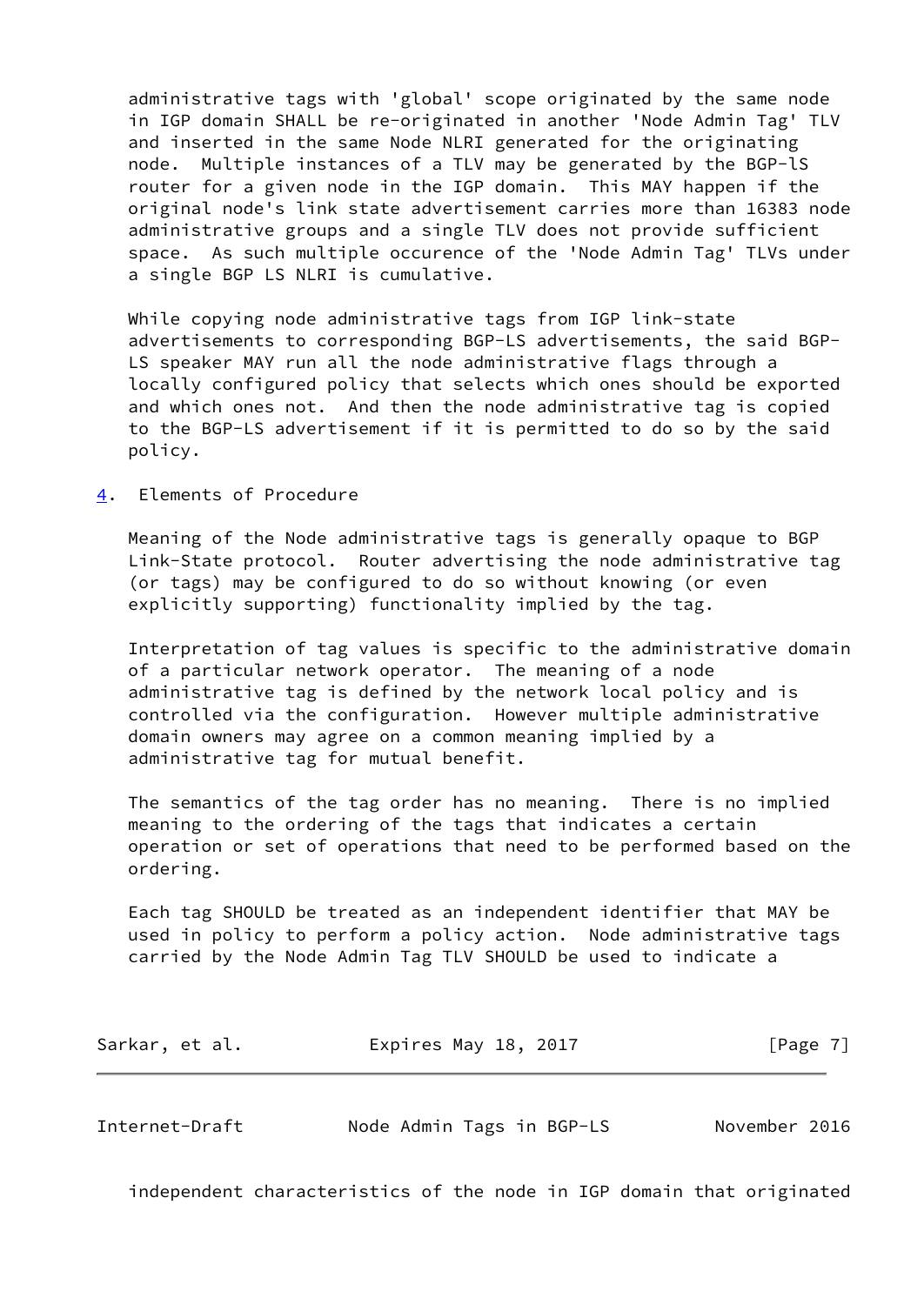administrative tags with 'global' scope originated by the same node in IGP domain SHALL be re-originated in another 'Node Admin Tag' TLV and inserted in the same Node NLRI generated for the originating node. Multiple instances of a TLV may be generated by the BGP-lS router for a given node in the IGP domain. This MAY happen if the original node's link state advertisement carries more than 16383 node administrative groups and a single TLV does not provide sufficient space. As such multiple occurence of the 'Node Admin Tag' TLVs under a single BGP LS NLRI is cumulative.

While copying node administrative tags from IGP link-state advertisements to corresponding BGP-LS advertisements, the said BGP-LS speaker MAY run all the node administrative flags through a locally configured policy that selects which ones should be exported and which ones not. And then the node administrative tag is copied to the BGP-LS advertisement if it is permitted to do so by the said policy.

## 4. Elements of Procedure

Meaning of the Node administrative tags is generally opaque to BGP Link-State protocol. Router advertising the node administrative tag (or tags) may be configured to do so without knowing (or even explicitly supporting) functionality implied by the tag.

Interpretation of tag values is specific to the administrative domain of a particular network operator. The meaning of a node administrative tag is defined by the network local policy and is controlled via the configuration. However multiple administrative domain owners may agree on a common meaning implied by a administrative tag for mutual benefit.

The semantics of the tag order has no meaning. There is no implied meaning to the ordering of the tags that indicates a certain operation or set of operations that need to be performed based on the ordering.

Each tag SHOULD be treated as an independent identifier that MAY be used in policy to perform a policy action. Node administrative tags carried by the Node Admin Tag TLV SHOULD be used to indicate a independent characteristics of the node in IGP domain that originated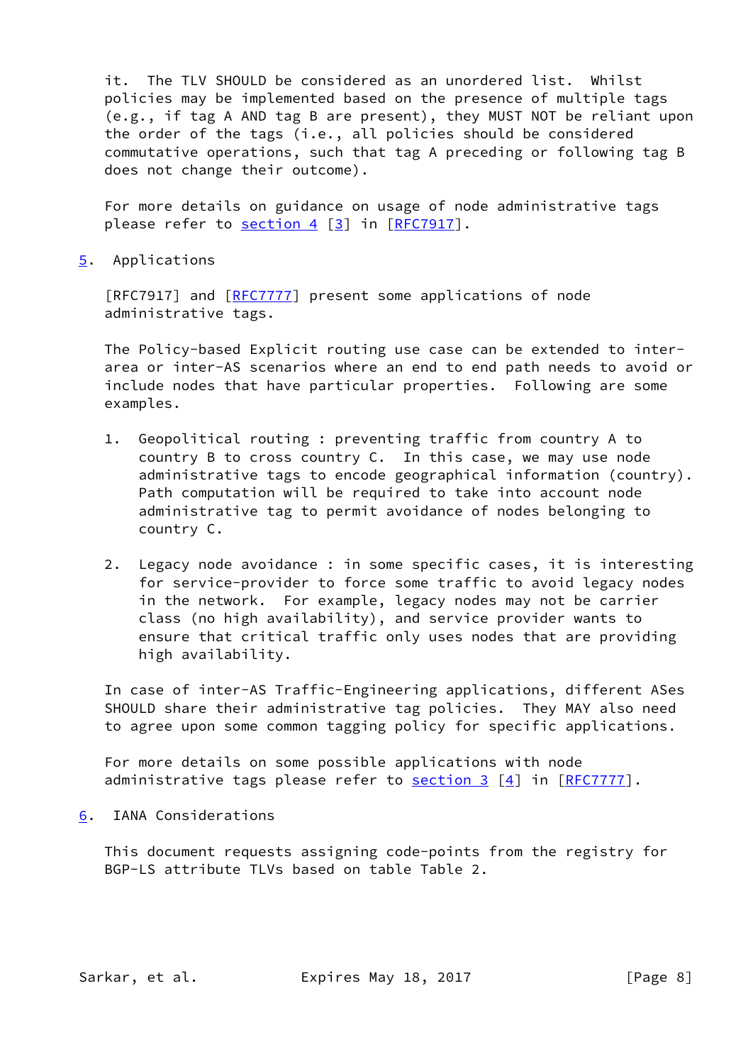it. The TLV SHOULD be considered as an unordered list. Whilst policies may be implemented based on the presence of multiple tags (e.g., if tag A AND tag B are present), they MUST NOT be reliant upon the order of the tags (i.e., all policies should be considered commutative operations, such that tag A preceding or following tag B does not change their outcome).

For more details on guidance on usage of node administrative tags please refer to section 4 [3] in [RFC7917].

## 5. Applications

[RFC7917] and [RFC7777] present some applications of node administrative tags.

The Policy-based Explicit routing use case can be extended to inter-area or inter-AS scenarios where an end to end path needs to avoid or include nodes that have particular properties. Following are some examples.

1. Geopolitical routing : preventing traffic from country A to country B to cross country C. In this case, we may use node administrative tags to encode geographical information (country). Path computation will be required to take into account node administrative tag to permit avoidance of nodes belonging to country C.

2. Legacy node avoidance : in some specific cases, it is interesting for service-provider to force some traffic to avoid legacy nodes in the network. For example, legacy nodes may not be carrier class (no high availability), and service provider wants to ensure that critical traffic only uses nodes that are providing high availability.

In case of inter-AS Traffic-Engineering applications, different ASes SHOULD share their administrative tag policies. They MAY also need to agree upon some common tagging policy for specific applications.

For more details on some possible applications with node administrative tags please refer to section 3 [4] in [RFC7777].

## 6. IANA Considerations

This document requests assigning code-points from the registry for BGP-LS attribute TLVs based on table Table 2.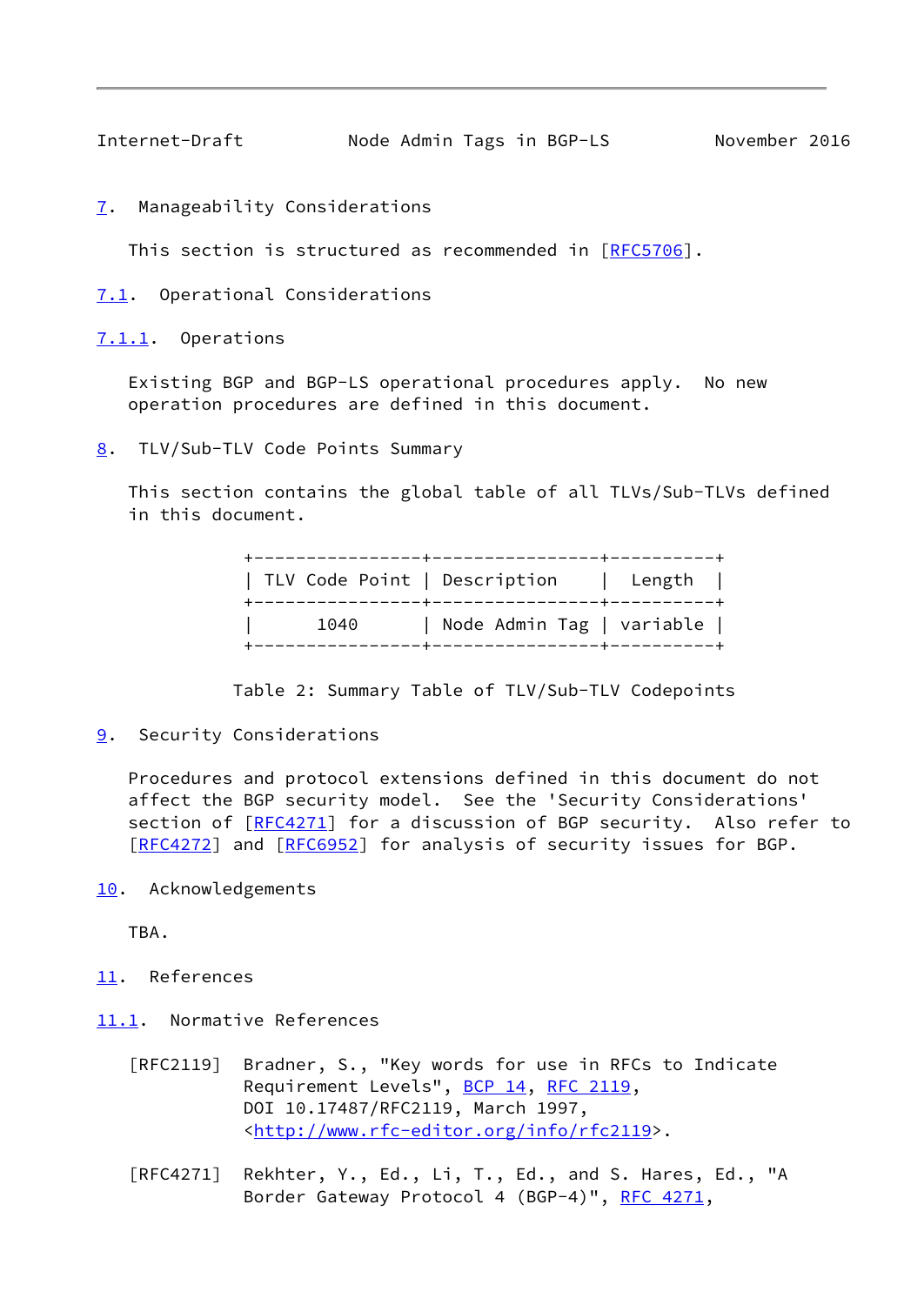## 7. Manageability Considerations

This section is structured as recommended in [RFC5706].

### 7.1. Operational Considerations

#### 7.1.1. Operations

Existing BGP and BGP-LS operational procedures apply. No new operation procedures are defined in this document.

## 8. TLV/Sub-TLV Code Points Summary

This section contains the global table of all TLVs/Sub-TLVs defined in this document.

| TLV Code Point | Description | Length |
|---|---|---|
| 1040 | Node Admin Tag | variable |

Table 2: Summary Table of TLV/Sub-TLV Codepoints

## 9. Security Considerations

Procedures and protocol extensions defined in this document do not affect the BGP security model. See the 'Security Considerations' section of [RFC4271] for a discussion of BGP security. Also refer to [RFC4272] and [RFC6952] for analysis of security issues for BGP.

## 10. Acknowledgements

TBA.

## 11. References

### 11.1. Normative References

[RFC2119] Bradner, S., "Key words for use in RFCs to Indicate Requirement Levels", BCP 14, RFC 2119, DOI 10.17487/RFC2119, March 1997, <http://www.rfc-editor.org/info/rfc2119>.

[RFC4271] Rekhter, Y., Ed., Li, T., Ed., and S. Hares, Ed., "A Border Gateway Protocol 4 (BGP-4)", RFC 4271,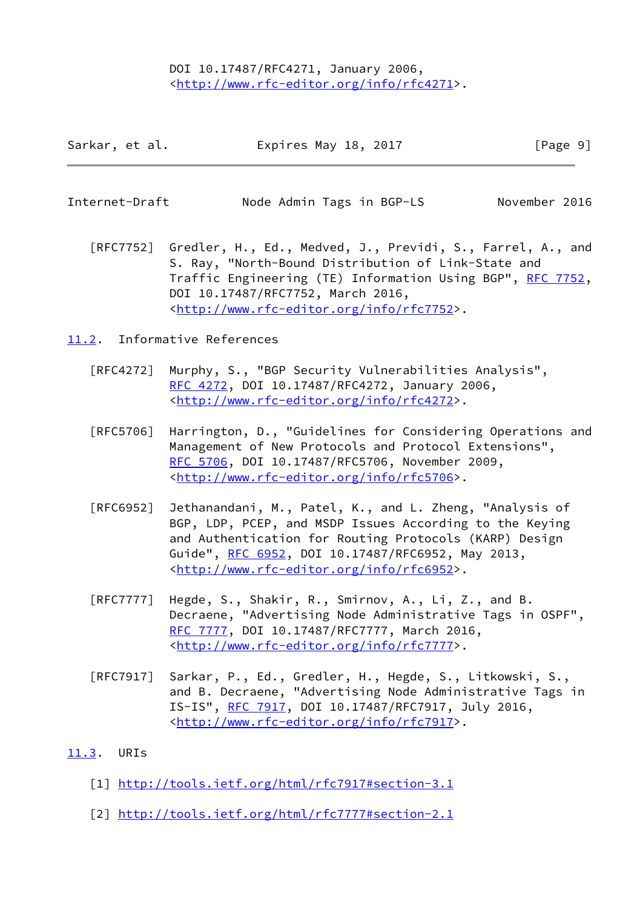DOI 10.17487/RFC4271, January 2006, <http://www.rfc-editor.org/info/rfc4271>.

[RFC7752] Gredler, H., Ed., Medved, J., Previdi, S., Farrel, A., and S. Ray, "North-Bound Distribution of Link-State and Traffic Engineering (TE) Information Using BGP", RFC 7752, DOI 10.17487/RFC7752, March 2016, <http://www.rfc-editor.org/info/rfc7752>.

## 11.2. Informative References

[RFC4272] Murphy, S., "BGP Security Vulnerabilities Analysis", RFC 4272, DOI 10.17487/RFC4272, January 2006, <http://www.rfc-editor.org/info/rfc4272>.

[RFC5706] Harrington, D., "Guidelines for Considering Operations and Management of New Protocols and Protocol Extensions", RFC 5706, DOI 10.17487/RFC5706, November 2009, <http://www.rfc-editor.org/info/rfc5706>.

[RFC6952] Jethanandani, M., Patel, K., and L. Zheng, "Analysis of BGP, LDP, PCEP, and MSDP Issues According to the Keying and Authentication for Routing Protocols (KARP) Design Guide", RFC 6952, DOI 10.17487/RFC6952, May 2013, <http://www.rfc-editor.org/info/rfc6952>.

[RFC7777] Hegde, S., Shakir, R., Smirnov, A., Li, Z., and B. Decraene, "Advertising Node Administrative Tags in OSPF", RFC 7777, DOI 10.17487/RFC7777, March 2016, <http://www.rfc-editor.org/info/rfc7777>.

[RFC7917] Sarkar, P., Ed., Gredler, H., Hegde, S., Litkowski, S., and B. Decraene, "Advertising Node Administrative Tags in IS-IS", RFC 7917, DOI 10.17487/RFC7917, July 2016, <http://www.rfc-editor.org/info/rfc7917>.

## 11.3. URIs

[1] http://tools.ietf.org/html/rfc7917#section-3.1

[2] http://tools.ietf.org/html/rfc7777#section-2.1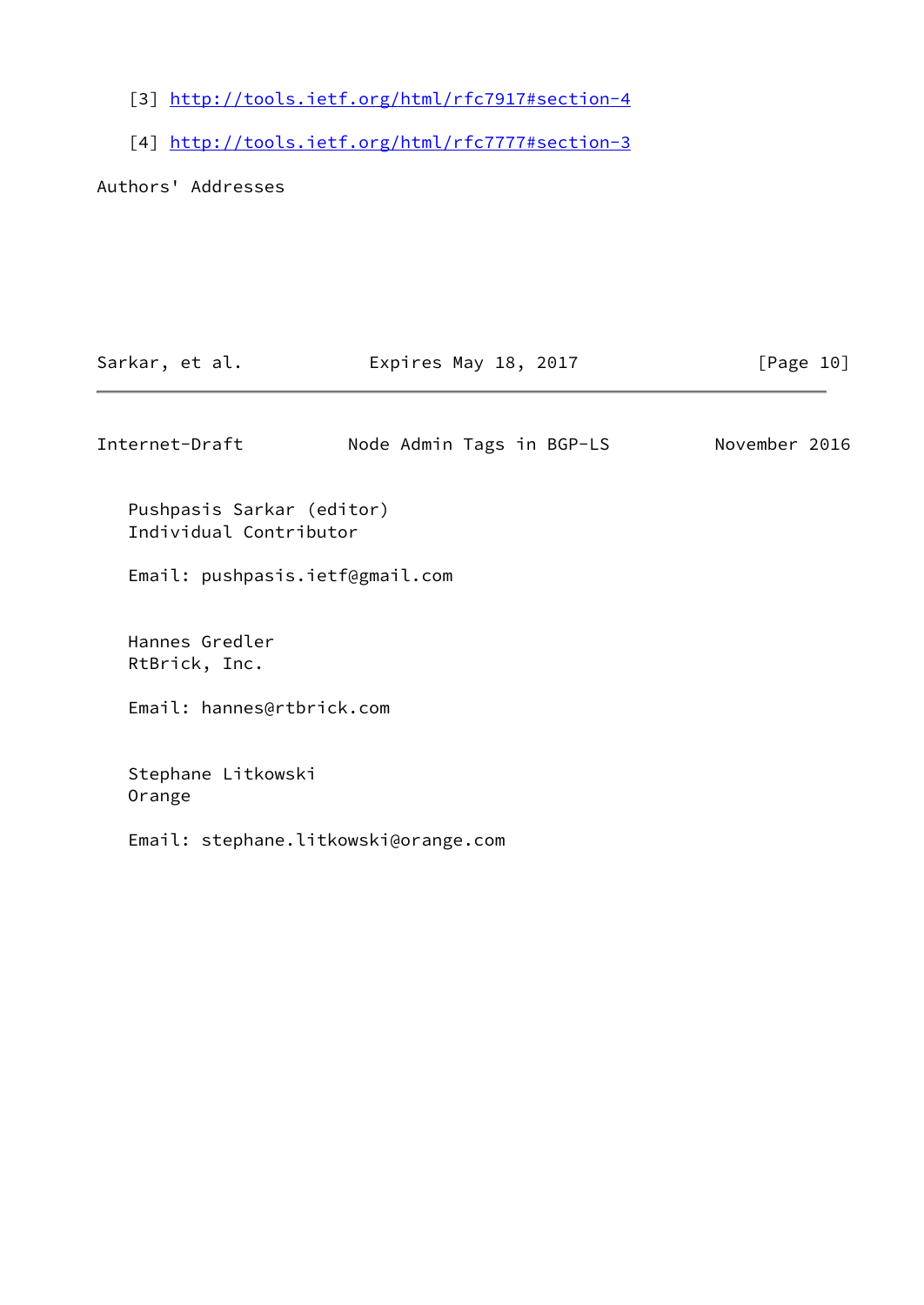[3] http://tools.ietf.org/html/rfc7917#section-4

[4] http://tools.ietf.org/html/rfc7777#section-3

## Authors' Addresses

Pushpasis Sarkar (editor)
Individual Contributor

Email: pushpasis.ietf@gmail.com

Hannes Gredler
RtBrick, Inc.

Email: hannes@rtbrick.com

Stephane Litkowski
Orange

Email: stephane.litkowski@orange.com